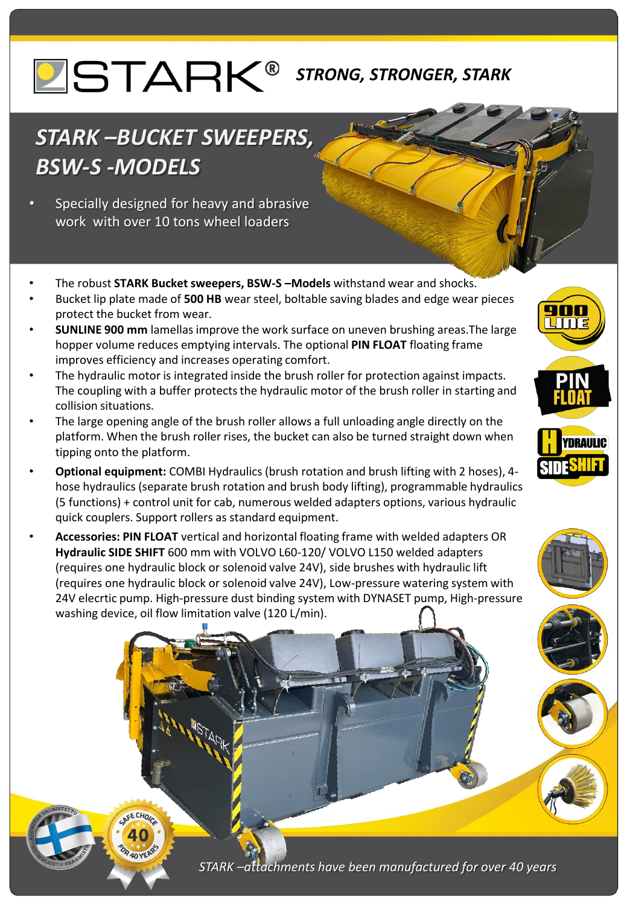# STARK®

*STRONG, STRONGER, STARK*

## *STARK –BUCKET SWEEPERS, BSW-S -MODELS*

- Specially designed for heavy and abrasive work with over 10 tons wheel loaders

- The robust **STARK Bucket sweepers, BSW-S –Models** withstand wear and shocks.
- Bucket lip plate made of **500 HB** wear steel, boltable saving blades and edge wear pieces protect the bucket from wear.
- **SUNLINE 900 mm** lamellas improve the work surface on uneven brushing areas.The large hopper volume reduces emptying intervals. The optional **PIN FLOAT** floating frame improves efficiency and increases operating comfort.
- The hydraulic motor is integrated inside the brush roller for protection against impacts. The coupling with a buffer protects the hydraulic motor of the brush roller in starting and collision situations.
- The large opening angle of the brush roller allows a full unloading angle directly on the platform. When the brush roller rises, the bucket can also be turned straight down when tipping onto the platform.
- **Optional equipment:** COMBI Hydraulics (brush rotation and brush lifting with 2 hoses), 4-hose hydraulics (separate brush rotation and brush body lifting), programmable hydraulics (5 functions) + control unit for cab, numerous welded adapters options, various hydraulic quick couplers. Support rollers as standard equipment.
- **Accessories: PIN FLOAT** vertical and horizontal floating frame with welded adapters OR **Hydraulic SIDE SHIFT** 600 mm with VOLVO L60-120/ VOLVO L150 welded adapters (requires one hydraulic block or solenoid valve 24V), side brushes with hydraulic lift (requires one hydraulic block or solenoid valve 24V), Low-pressure watering system with 24V elecrtic pump. High-pressure dust binding system with DYNASET pump, High-pressure washing device, oil flow limitation valve (120 L/min).

900 LINE

PIN FLOAT

HYDRAULIC SIDE SHIFT

SUOMESSA VALMISTETTU – SUOMALAISTA OSAAMISTA

SAFE CHOICE 40 FOR 40 YEARS

*STARK –attachments have been manufactured for over 40 years*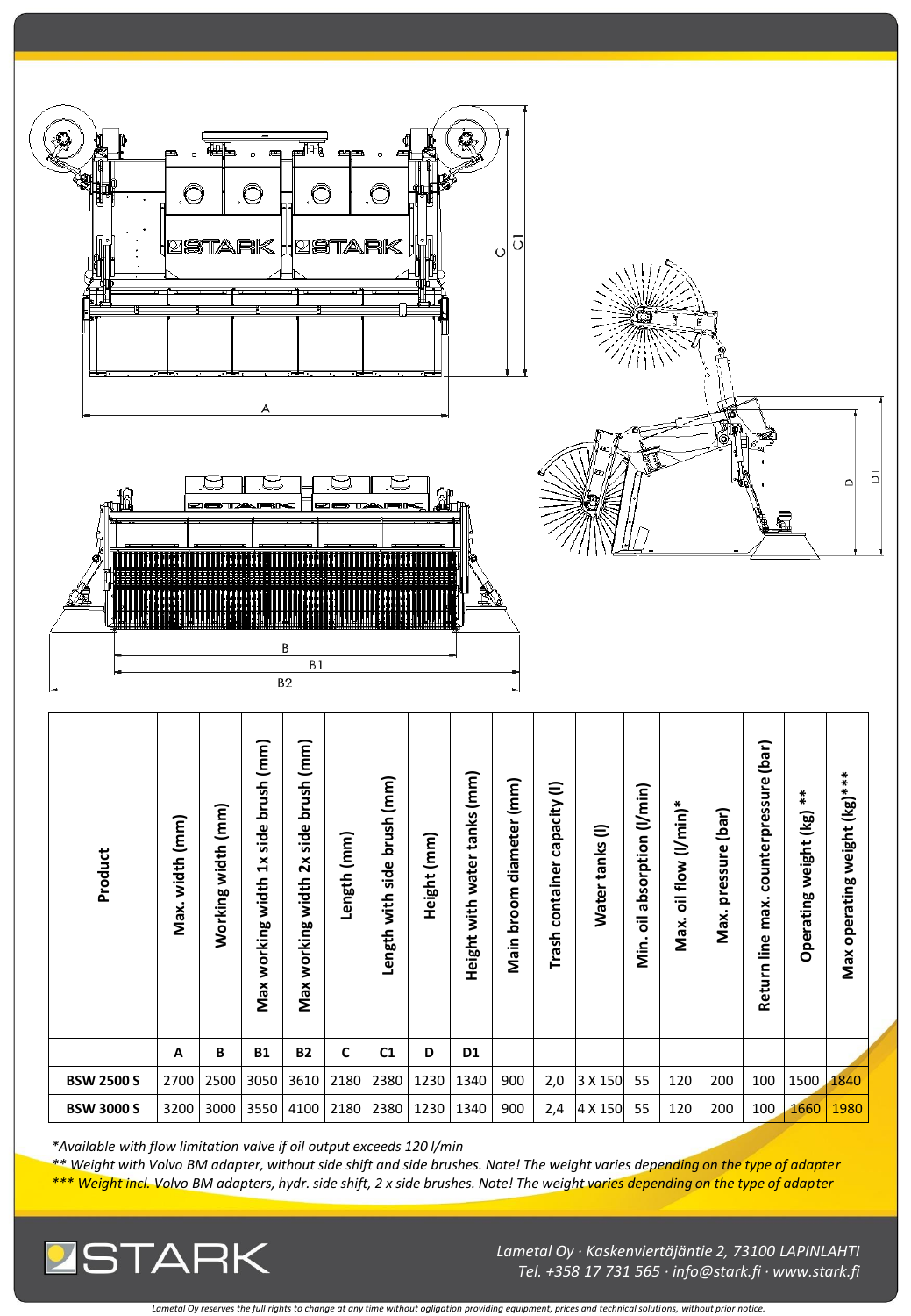A

C

C1

B

B1

B2

D

D1

| Product | Max. width (mm) | Working width (mm) | Max working width 1x side brush (mm) | Max working width 2x side brush (mm) | Length (mm) | Length with side brush (mm) | Height (mm) | Height with water tanks (mm) | Main broom diameter (mm) | Trash container capacity (l) | Water tanks (l) | Min. oil absorption (l/min) | Max. oil flow (l/min)* | Max. pressure (bar) | Return line max. counterpressure (bar) | Operating weight (kg) ** | Max operating weight (kg)*** |
|---|---|---|---|---|---|---|---|---|---|---|---|---|---|---|---|---|---|
| | A | B | B1 | B2 | C | C1 | D | D1 | | | | | | | | | |
| **BSW 2500 S** | 2700 | 2500 | 3050 | 3610 | 2180 | 2380 | 1230 | 1340 | 900 | 2,0 | 3 X 150 | 55 | 120 | 200 | 100 | 1500 | 1840 |
| **BSW 3000 S** | 3200 | 3000 | 3550 | 4100 | 2180 | 2380 | 1230 | 1340 | 900 | 2,4 | 4 X 150 | 55 | 120 | 200 | 100 | 1660 | 1980 |

*\*Available with flow limitation valve if oil output exceeds 120 l/min*

*\*\* Weight with Volvo BM adapter, without side shift and side brushes. Note! The weight varies depending on the type of adapter*

*\*\*\* Weight incl. Volvo BM adapters, hydr. side shift, 2 x side brushes. Note! The weight varies depending on the type of adapter*

STARK

*Lametal Oy · Kaskenviertäjäntie 2, 73100 LAPINLAHTI*
*Tel. +358 17 731 565 · info@stark.fi · www.stark.fi*

*Lametal Oy reserves the full rights to change at any time without ogligation providing equipment, prices and technical solutions, without prior notice.*